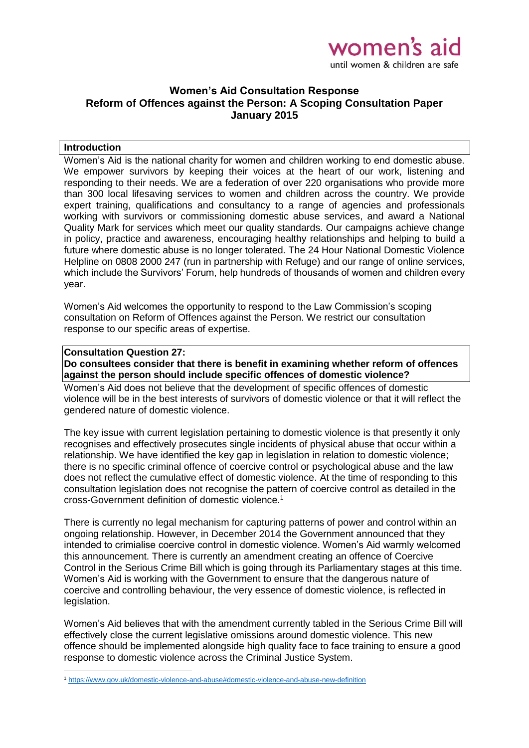women's aid
until women & children are safe

# Women's Aid Consultation Response
## Reform of Offences against the Person: A Scoping Consultation Paper
## January 2015

### Introduction

Women's Aid is the national charity for women and children working to end domestic abuse. We empower survivors by keeping their voices at the heart of our work, listening and responding to their needs. We are a federation of over 220 organisations who provide more than 300 local lifesaving services to women and children across the country. We provide expert training, qualifications and consultancy to a range of agencies and professionals working with survivors or commissioning domestic abuse services, and award a National Quality Mark for services which meet our quality standards. Our campaigns achieve change in policy, practice and awareness, encouraging healthy relationships and helping to build a future where domestic abuse is no longer tolerated. The 24 Hour National Domestic Violence Helpline on 0808 2000 247 (run in partnership with Refuge) and our range of online services, which include the Survivors' Forum, help hundreds of thousands of women and children every year.

Women's Aid welcomes the opportunity to respond to the Law Commission's scoping consultation on Reform of Offences against the Person. We restrict our consultation response to our specific areas of expertise.

### Consultation Question 27:
**Do consultees consider that there is benefit in examining whether reform of offences against the person should include specific offences of domestic violence?**

Women's Aid does not believe that the development of specific offences of domestic violence will be in the best interests of survivors of domestic violence or that it will reflect the gendered nature of domestic violence.

The key issue with current legislation pertaining to domestic violence is that presently it only recognises and effectively prosecutes single incidents of physical abuse that occur within a relationship. We have identified the key gap in legislation in relation to domestic violence; there is no specific criminal offence of coercive control or psychological abuse and the law does not reflect the cumulative effect of domestic violence. At the time of responding to this consultation legislation does not recognise the pattern of coercive control as detailed in the cross-Government definition of domestic violence.[1]

There is currently no legal mechanism for capturing patterns of power and control within an ongoing relationship. However, in December 2014 the Government announced that they intended to crimialise coercive control in domestic violence. Women's Aid warmly welcomed this announcement. There is currently an amendment creating an offence of Coercive Control in the Serious Crime Bill which is going through its Parliamentary stages at this time. Women's Aid is working with the Government to ensure that the dangerous nature of coercive and controlling behaviour, the very essence of domestic violence, is reflected in legislation.

Women's Aid believes that with the amendment currently tabled in the Serious Crime Bill will effectively close the current legislative omissions around domestic violence. This new offence should be implemented alongside high quality face to face training to ensure a good response to domestic violence across the Criminal Justice System.

[1] https://www.gov.uk/domestic-violence-and-abuse#domestic-violence-and-abuse-new-definition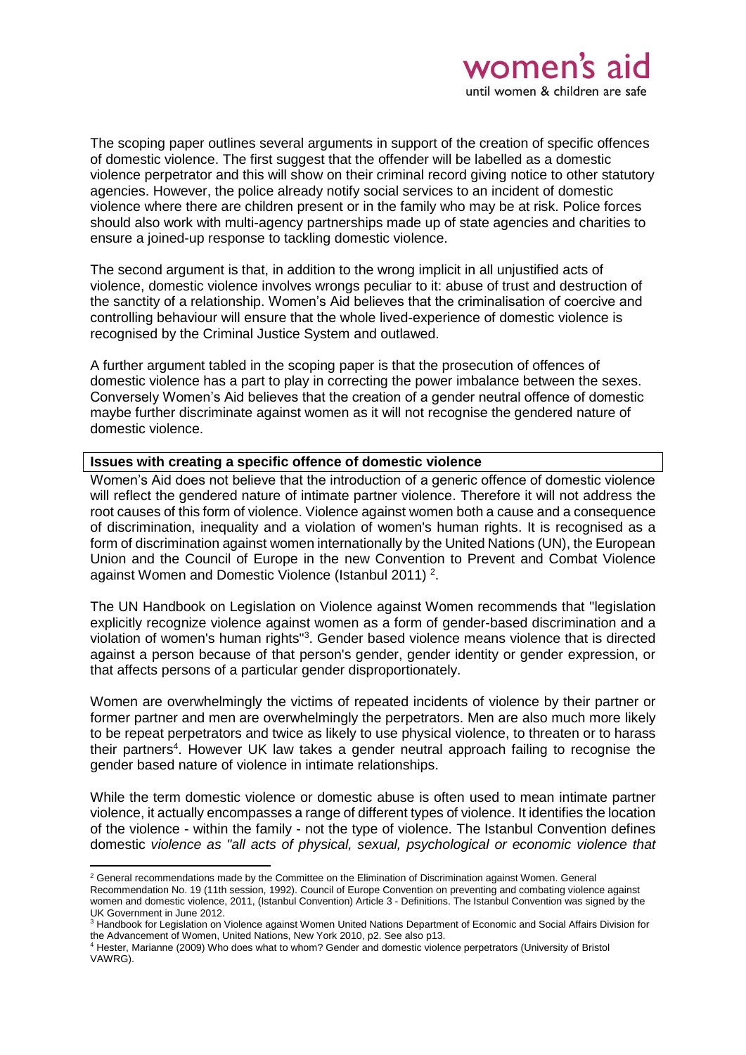The scoping paper outlines several arguments in support of the creation of specific offences of domestic violence. The first suggest that the offender will be labelled as a domestic violence perpetrator and this will show on their criminal record giving notice to other statutory agencies. However, the police already notify social services to an incident of domestic violence where there are children present or in the family who may be at risk. Police forces should also work with multi-agency partnerships made up of state agencies and charities to ensure a joined-up response to tackling domestic violence.

The second argument is that, in addition to the wrong implicit in all unjustified acts of violence, domestic violence involves wrongs peculiar to it: abuse of trust and destruction of the sanctity of a relationship. Women's Aid believes that the criminalisation of coercive and controlling behaviour will ensure that the whole lived-experience of domestic violence is recognised by the Criminal Justice System and outlawed.

A further argument tabled in the scoping paper is that the prosecution of offences of domestic violence has a part to play in correcting the power imbalance between the sexes. Conversely Women's Aid believes that the creation of a gender neutral offence of domestic maybe further discriminate against women as it will not recognise the gendered nature of domestic violence.

**Issues with creating a specific offence of domestic violence**

Women's Aid does not believe that the introduction of a generic offence of domestic violence will reflect the gendered nature of intimate partner violence. Therefore it will not address the root causes of this form of violence. Violence against women both a cause and a consequence of discrimination, inequality and a violation of women's human rights. It is recognised as a form of discrimination against women internationally by the United Nations (UN), the European Union and the Council of Europe in the new Convention to Prevent and Combat Violence against Women and Domestic Violence (Istanbul 2011) [2].

The UN Handbook on Legislation on Violence against Women recommends that "legislation explicitly recognize violence against women as a form of gender-based discrimination and a violation of women's human rights"[3]. Gender based violence means violence that is directed against a person because of that person's gender, gender identity or gender expression, or that affects persons of a particular gender disproportionately.

Women are overwhelmingly the victims of repeated incidents of violence by their partner or former partner and men are overwhelmingly the perpetrators. Men are also much more likely to be repeat perpetrators and twice as likely to use physical violence, to threaten or to harass their partners[4]. However UK law takes a gender neutral approach failing to recognise the gender based nature of violence in intimate relationships.

While the term domestic violence or domestic abuse is often used to mean intimate partner violence, it actually encompasses a range of different types of violence. It identifies the location of the violence - within the family - not the type of violence. The Istanbul Convention defines domestic *violence as "all acts of physical, sexual, psychological or economic violence that*

[2] General recommendations made by the Committee on the Elimination of Discrimination against Women. General Recommendation No. 19 (11th session, 1992). Council of Europe Convention on preventing and combating violence against women and domestic violence, 2011, (Istanbul Convention) Article 3 - Definitions. The Istanbul Convention was signed by the UK Government in June 2012.

[3] Handbook for Legislation on Violence against Women United Nations Department of Economic and Social Affairs Division for the Advancement of Women, United Nations, New York 2010, p2. See also p13.

[4] Hester, Marianne (2009) Who does what to whom? Gender and domestic violence perpetrators (University of Bristol VAWRG).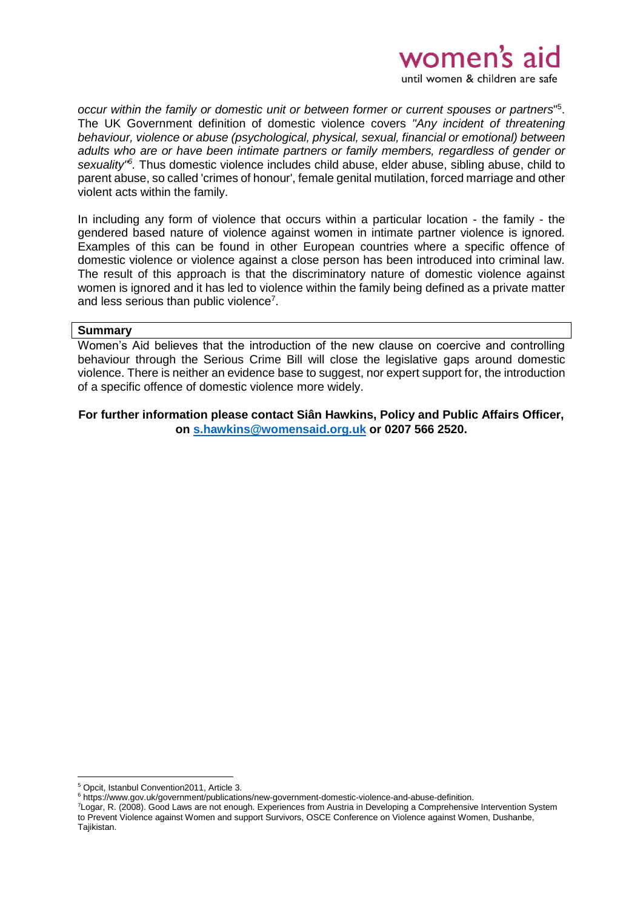*occur within the family or domestic unit or between former or current spouses or partners*"[5]. The UK Government definition of domestic violence covers *"Any incident of threatening behaviour, violence or abuse (psychological, physical, sexual, financial or emotional) between adults who are or have been intimate partners or family members, regardless of gender or sexuality"*[6]. Thus domestic violence includes child abuse, elder abuse, sibling abuse, child to parent abuse, so called 'crimes of honour', female genital mutilation, forced marriage and other violent acts within the family.

In including any form of violence that occurs within a particular location - the family - the gendered based nature of violence against women in intimate partner violence is ignored. Examples of this can be found in other European countries where a specific offence of domestic violence or violence against a close person has been introduced into criminal law. The result of this approach is that the discriminatory nature of domestic violence against women is ignored and it has led to violence within the family being defined as a private matter and less serious than public violence[7].

**Summary**

Women's Aid believes that the introduction of the new clause on coercive and controlling behaviour through the Serious Crime Bill will close the legislative gaps around domestic violence. There is neither an evidence base to suggest, nor expert support for, the introduction of a specific offence of domestic violence more widely.

**For further information please contact Siân Hawkins, Policy and Public Affairs Officer, on [s.hawkins@womensaid.org.uk](mailto:s.hawkins@womensaid.org.uk) or 0207 566 2520.**

---

[5] Opcit, Istanbul Convention2011, Article 3.

[6] https://www.gov.uk/government/publications/new-government-domestic-violence-and-abuse-definition.

[7] Logar, R. (2008). Good Laws are not enough. Experiences from Austria in Developing a Comprehensive Intervention System to Prevent Violence against Women and support Survivors, OSCE Conference on Violence against Women, Dushanbe, Tajikistan.